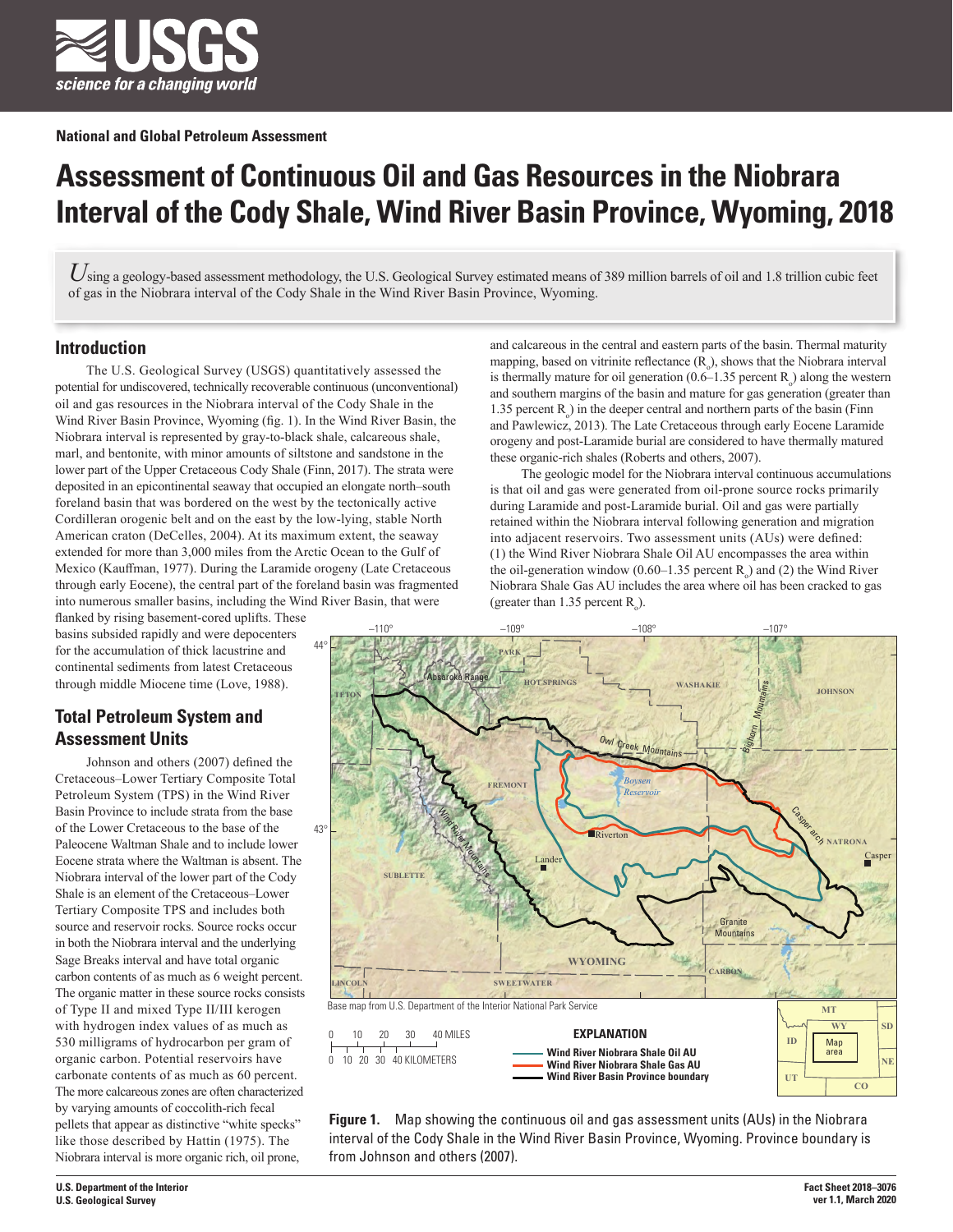National and Global Petroleum Assessment

# Assessment of Continuous Oil and Gas Resources in the Niobrara Interval of the Cody Shale, Wind River Basin Province, Wyoming, 2018

*U*sing a geology-based assessment methodology, the U.S. Geological Survey estimated means of 389 million barrels of oil and 1.8 trillion cubic feet of gas in the Niobrara interval of the Cody Shale in the Wind River Basin Province, Wyoming.

## Introduction

The U.S. Geological Survey (USGS) quantitatively assessed the potential for undiscovered, technically recoverable continuous (unconventional) oil and gas resources in the Niobrara interval of the Cody Shale in the Wind River Basin Province, Wyoming (fig. 1). In the Wind River Basin, the Niobrara interval is represented by gray-to-black shale, calcareous shale, marl, and bentonite, with minor amounts of siltstone and sandstone in the lower part of the Upper Cretaceous Cody Shale (Finn, 2017). The strata were deposited in an epicontinental seaway that occupied an elongate north–south foreland basin that was bordered on the west by the tectonically active Cordilleran orogenic belt and on the east by the low-lying, stable North American craton (DeCelles, 2004). At its maximum extent, the seaway extended for more than 3,000 miles from the Arctic Ocean to the Gulf of Mexico (Kauffman, 1977). During the Laramide orogeny (Late Cretaceous through early Eocene), the central part of the foreland basin was fragmented into numerous smaller basins, including the Wind River Basin, that were flanked by rising basement-cored uplifts. These basins subsided rapidly and were depocenters for the accumulation of thick lacustrine and continental sediments from latest Cretaceous through middle Miocene time (Love, 1988).

## Total Petroleum System and Assessment Units

Johnson and others (2007) defined the Cretaceous–Lower Tertiary Composite Total Petroleum System (TPS) in the Wind River Basin Province to include strata from the base of the Lower Cretaceous to the base of the Paleocene Waltman Shale and to include lower Eocene strata where the Waltman is absent. The Niobrara interval of the lower part of the Cody Shale is an element of the Cretaceous–Lower Tertiary Composite TPS and includes both source and reservoir rocks. Source rocks occur in both the Niobrara interval and the underlying Sage Breaks interval and have total organic carbon contents of as much as 6 weight percent. The organic matter in these source rocks consists of Type II and mixed Type II/III kerogen with hydrogen index values of as much as 530 milligrams of hydrocarbon per gram of organic carbon. Potential reservoirs have carbonate contents of as much as 60 percent. The more calcareous zones are often characterized by varying amounts of coccolith-rich fecal pellets that appear as distinctive "white specks" like those described by Hattin (1975). The Niobrara interval is more organic rich, oil prone, and calcareous in the central and eastern parts of the basin. Thermal maturity mapping, based on vitrinite reflectance ($R_o$), shows that the Niobrara interval is thermally mature for oil generation (0.6–1.35 percent $R_o$) along the western and southern margins of the basin and mature for gas generation (greater than 1.35 percent $R_o$) in the deeper central and northern parts of the basin (Finn and Pawlewicz, 2013). The Late Cretaceous through early Eocene Laramide orogeny and post-Laramide burial are considered to have thermally matured these organic-rich shales (Roberts and others, 2007).

The geologic model for the Niobrara interval continuous accumulations is that oil and gas were generated from oil-prone source rocks primarily during Laramide and post-Laramide burial. Oil and gas were partially retained within the Niobrara interval following generation and migration into adjacent reservoirs. Two assessment units (AUs) were defined: (1) the Wind River Niobrara Shale Oil AU encompasses the area within the oil-generation window (0.60–1.35 percent $R_o$) and (2) the Wind River Niobrara Shale Gas AU includes the area where oil has been cracked to gas (greater than 1.35 percent $R_o$).

–110° –109° –108° –107°
44°
43°
PARK
Absaroka Range
HOT SPRINGS
WASHAKIE
JOHNSON
TETON
Owl Creek Mountains
Bighorn Mountains
FREMONT
Boysen Reservoir
Casper arch
Riverton
NATRONA
Casper
Wind River Mountains
Lander
SUBLETTE
Granite Mountains
WYOMING
CARBON
LINCOLN
SWEETWATER
Base map from U.S. Department of the Interior National Park Service
0 10 20 30 40 MILES
0 10 20 30 40 KILOMETERS
EXPLANATION
Wind River Niobrara Shale Oil AU
Wind River Niobrara Shale Gas AU
Wind River Basin Province boundary
MT WY SD ID Map area NE UT CO

**Figure 1.** Map showing the continuous oil and gas assessment units (AUs) in the Niobrara interval of the Cody Shale in the Wind River Basin Province, Wyoming. Province boundary is from Johnson and others (2007).

U.S. Department of the Interior
U.S. Geological Survey

Fact Sheet 2018–3076
ver 1.1, March 2020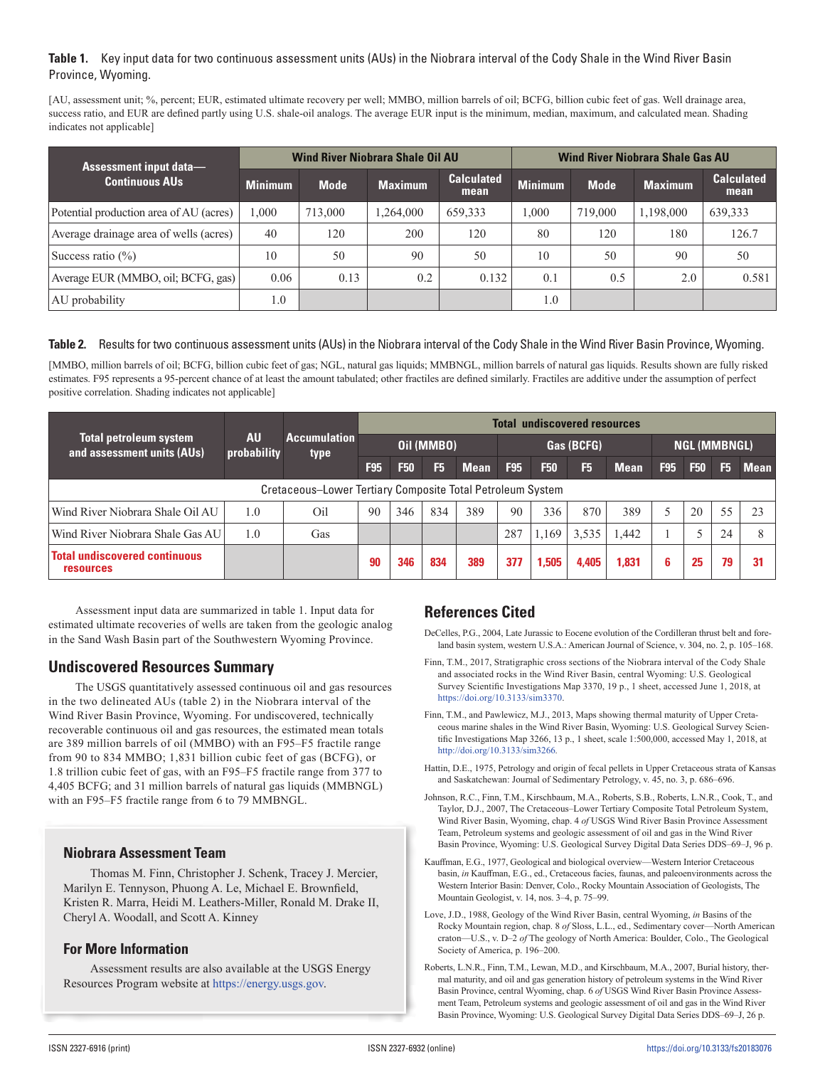**Table 1.** Key input data for two continuous assessment units (AUs) in the Niobrara interval of the Cody Shale in the Wind River Basin Province, Wyoming.

[AU, assessment unit; %, percent; EUR, estimated ultimate recovery per well; MMBO, million barrels of oil; BCFG, billion cubic feet of gas. Well drainage area, success ratio, and EUR are defined partly using U.S. shale-oil analogs. The average EUR input is the minimum, median, maximum, and calculated mean. Shading indicates not applicable]

| Assessment input data—Continuous AUs | Wind River Niobrara Shale Oil AU | | | | Wind River Niobrara Shale Gas AU | | | |
|---|---|---|---|---|---|---|---|---|
| | Minimum | Mode | Maximum | Calculated mean | Minimum | Mode | Maximum | Calculated mean |
| Potential production area of AU (acres) | 1,000 | 713,000 | 1,264,000 | 659,333 | 1,000 | 719,000 | 1,198,000 | 639,333 |
| Average drainage area of wells (acres) | 40 | 120 | 200 | 120 | 80 | 120 | 180 | 126.7 |
| Success ratio (%) | 10 | 50 | 90 | 50 | 10 | 50 | 90 | 50 |
| Average EUR (MMBO, oil; BCFG, gas) | 0.06 | 0.13 | 0.2 | 0.132 | 0.1 | 0.5 | 2.0 | 0.581 |
| AU probability | 1.0 | | | | 1.0 | | | |

**Table 2.** Results for two continuous assessment units (AUs) in the Niobrara interval of the Cody Shale in the Wind River Basin Province, Wyoming.

[MMBO, million barrels of oil; BCFG, billion cubic feet of gas; NGL, natural gas liquids; MMBNGL, million barrels of natural gas liquids. Results shown are fully risked estimates. F95 represents a 95-percent chance of at least the amount tabulated; other fractiles are defined similarly. Fractiles are additive under the assumption of perfect positive correlation. Shading indicates not applicable]

| Total petroleum system and assessment units (AUs) | AU probability | Accumulation type | Total undiscovered resources | | | | | | | | | | | |
|---|---|---|---|---|---|---|---|---|---|---|---|---|---|---|
| | | | Oil (MMBO) | | | | Gas (BCFG) | | | | NGL (MMBNGL) | | | |
| | | | F95 | F50 | F5 | Mean | F95 | F50 | F5 | Mean | F95 | F50 | F5 | Mean |
| Cretaceous–Lower Tertiary Composite Total Petroleum System | | | | | | | | | | | | | | |
| Wind River Niobrara Shale Oil AU | 1.0 | Oil | 90 | 346 | 834 | 389 | 90 | 336 | 870 | 389 | 5 | 20 | 55 | 23 |
| Wind River Niobrara Shale Gas AU | 1.0 | Gas | | | | | 287 | 1,169 | 3,535 | 1,442 | 1 | 5 | 24 | 8 |
| **Total undiscovered continuous resources** | | | **90** | **346** | **834** | **389** | **377** | **1,505** | **4,405** | **1,831** | **6** | **25** | **79** | **31** |

Assessment input data are summarized in table 1. Input data for estimated ultimate recoveries of wells are taken from the geologic analog in the Sand Wash Basin part of the Southwestern Wyoming Province.

## Undiscovered Resources Summary

The USGS quantitatively assessed continuous oil and gas resources in the two delineated AUs (table 2) in the Niobrara interval of the Wind River Basin Province, Wyoming. For undiscovered, technically recoverable continuous oil and gas resources, the estimated mean totals are 389 million barrels of oil (MMBO) with an F95–F5 fractile range from 90 to 834 MMBO; 1,831 billion cubic feet of gas (BCFG), or 1.8 trillion cubic feet of gas, with an F95–F5 fractile range from 377 to 4,405 BCFG; and 31 million barrels of natural gas liquids (MMBNGL) with an F95–F5 fractile range from 6 to 79 MMBNGL.

### Niobrara Assessment Team

Thomas M. Finn, Christopher J. Schenk, Tracey J. Mercier, Marilyn E. Tennyson, Phuong A. Le, Michael E. Brownfield, Kristen R. Marra, Heidi M. Leathers-Miller, Ronald M. Drake II, Cheryl A. Woodall, and Scott A. Kinney

### For More Information

Assessment results are also available at the USGS Energy Resources Program website at https://energy.usgs.gov.

## References Cited

DeCelles, P.G., 2004, Late Jurassic to Eocene evolution of the Cordilleran thrust belt and foreland basin system, western U.S.A.: American Journal of Science, v. 304, no. 2, p. 105–168.

Finn, T.M., 2017, Stratigraphic cross sections of the Niobrara interval of the Cody Shale and associated rocks in the Wind River Basin, central Wyoming: U.S. Geological Survey Scientific Investigations Map 3370, 19 p., 1 sheet, accessed June 1, 2018, at https://doi.org/10.3133/sim3370.

Finn, T.M., and Pawlewicz, M.J., 2013, Maps showing thermal maturity of Upper Cretaceous marine shales in the Wind River Basin, Wyoming: U.S. Geological Survey Scientific Investigations Map 3266, 13 p., 1 sheet, scale 1:500,000, accessed May 1, 2018, at http://doi.org/10.3133/sim3266.

Hattin, D.E., 1975, Petrology and origin of fecal pellets in Upper Cretaceous strata of Kansas and Saskatchewan: Journal of Sedimentary Petrology, v. 45, no. 3, p. 686–696.

Johnson, R.C., Finn, T.M., Kirschbaum, M.A., Roberts, S.B., Roberts, L.N.R., Cook, T., and Taylor, D.J., 2007, The Cretaceous–Lower Tertiary Composite Total Petroleum System, Wind River Basin, Wyoming, chap. 4 *of* USGS Wind River Basin Province Assessment Team, Petroleum systems and geologic assessment of oil and gas in the Wind River Basin Province, Wyoming: U.S. Geological Survey Digital Data Series DDS–69–J, 96 p.

Kauffman, E.G., 1977, Geological and biological overview—Western Interior Cretaceous basin, *in* Kauffman, E.G., ed., Cretaceous facies, faunas, and paleoenvironments across the Western Interior Basin: Denver, Colo., Rocky Mountain Association of Geologists, The Mountain Geologist, v. 14, nos. 3–4, p. 75–99.

Love, J.D., 1988, Geology of the Wind River Basin, central Wyoming, *in* Basins of the Rocky Mountain region, chap. 8 *of* Sloss, L.L., ed., Sedimentary cover—North American craton—U.S., v. D–2 *of* The geology of North America: Boulder, Colo., The Geological Society of America, p. 196–200.

Roberts, L.N.R., Finn, T.M., Lewan, M.D., and Kirschbaum, M.A., 2007, Burial history, thermal maturity, and oil and gas generation history of petroleum systems in the Wind River Basin Province, central Wyoming, chap. 6 *of* USGS Wind River Basin Province Assessment Team, Petroleum systems and geologic assessment of oil and gas in the Wind River Basin Province, Wyoming: U.S. Geological Survey Digital Data Series DDS–69–J, 26 p.

ISSN 2327-6916 (print) ISSN 2327-6932 (online) https://doi.org/10.3133/fs20183076